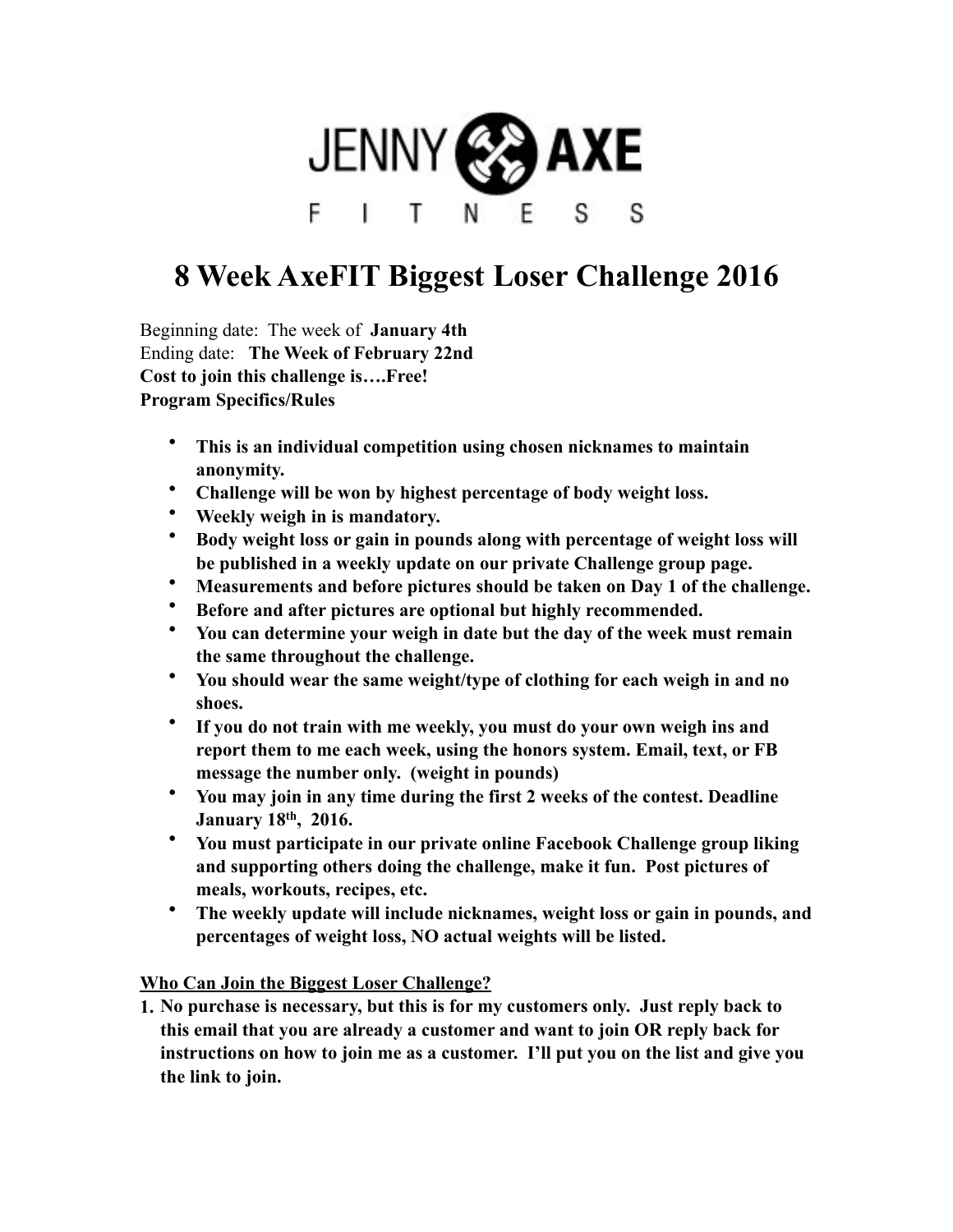JENNY AXE

FITNESS

# 8 Week AxeFIT Biggest Loser Challenge 2016

Beginning date: The week of **January 4th**
Ending date: **The Week of February 22nd**
**Cost to join this challenge is….Free!**
**Program Specifics/Rules**

- **This is an individual competition using chosen nicknames to maintain anonymity.**
- **Challenge will be won by highest percentage of body weight loss.**
- **Weekly weigh in is mandatory.**
- **Body weight loss or gain in pounds along with percentage of weight loss will be published in a weekly update on our private Challenge group page.**
- **Measurements and before pictures should be taken on Day 1 of the challenge.**
- **Before and after pictures are optional but highly recommended.**
- **You can determine your weigh in date but the day of the week must remain the same throughout the challenge.**
- **You should wear the same weight/type of clothing for each weigh in and no shoes.**
- **If you do not train with me weekly, you must do your own weigh ins and report them to me each week, using the honors system. Email, text, or FB message the number only. (weight in pounds)**
- **You may join in any time during the first 2 weeks of the contest. Deadline January 18th, 2016.**
- **You must participate in our private online Facebook Challenge group liking and supporting others doing the challenge, make it fun. Post pictures of meals, workouts, recipes, etc.**
- **The weekly update will include nicknames, weight loss or gain in pounds, and percentages of weight loss, NO actual weights will be listed.**

**<u>Who Can Join the Biggest Loser Challenge?</u>**

1. **No purchase is necessary, but this is for my customers only. Just reply back to this email that you are already a customer and want to join OR reply back for instructions on how to join me as a customer. I'll put you on the list and give you the link to join.**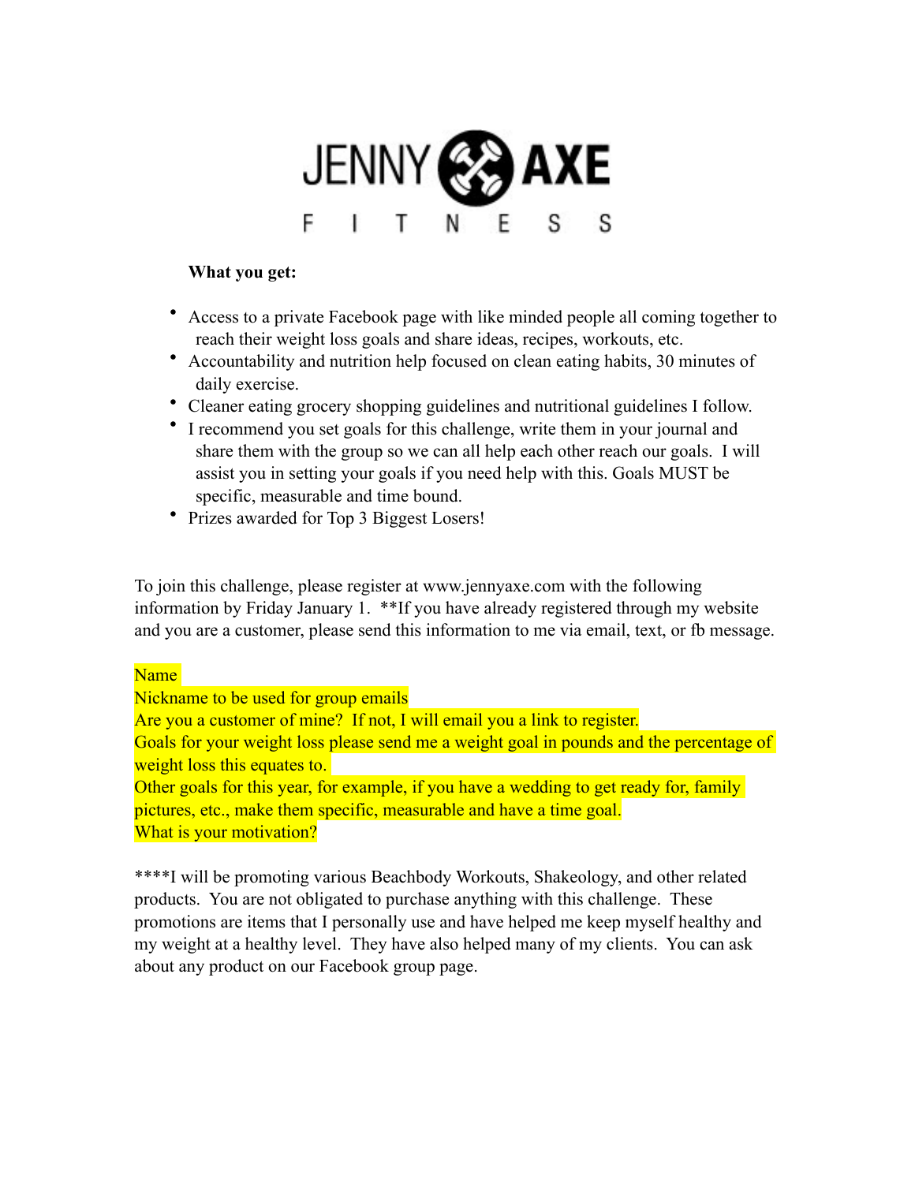JENNY AXE

FITNESS

**What you get:**

- Access to a private Facebook page with like minded people all coming together to reach their weight loss goals and share ideas, recipes, workouts, etc.
- Accountability and nutrition help focused on clean eating habits, 30 minutes of daily exercise.
- Cleaner eating grocery shopping guidelines and nutritional guidelines I follow.
- I recommend you set goals for this challenge, write them in your journal and share them with the group so we can all help each other reach our goals. I will assist you in setting your goals if you need help with this. Goals MUST be specific, measurable and time bound.
- Prizes awarded for Top 3 Biggest Losers!

To join this challenge, please register at www.jennyaxe.com with the following information by Friday January 1. **If you have already registered through my website and you are a customer, please send this information to me via email, text, or fb message.

Name
Nickname to be used for group emails
Are you a customer of mine? If not, I will email you a link to register.
Goals for your weight loss please send me a weight goal in pounds and the percentage of weight loss this equates to.
Other goals for this year, for example, if you have a wedding to get ready for, family pictures, etc., make them specific, measurable and have a time goal.
What is your motivation?

****I will be promoting various Beachbody Workouts, Shakeology, and other related products. You are not obligated to purchase anything with this challenge. These promotions are items that I personally use and have helped me keep myself healthy and my weight at a healthy level. They have also helped many of my clients. You can ask about any product on our Facebook group page.